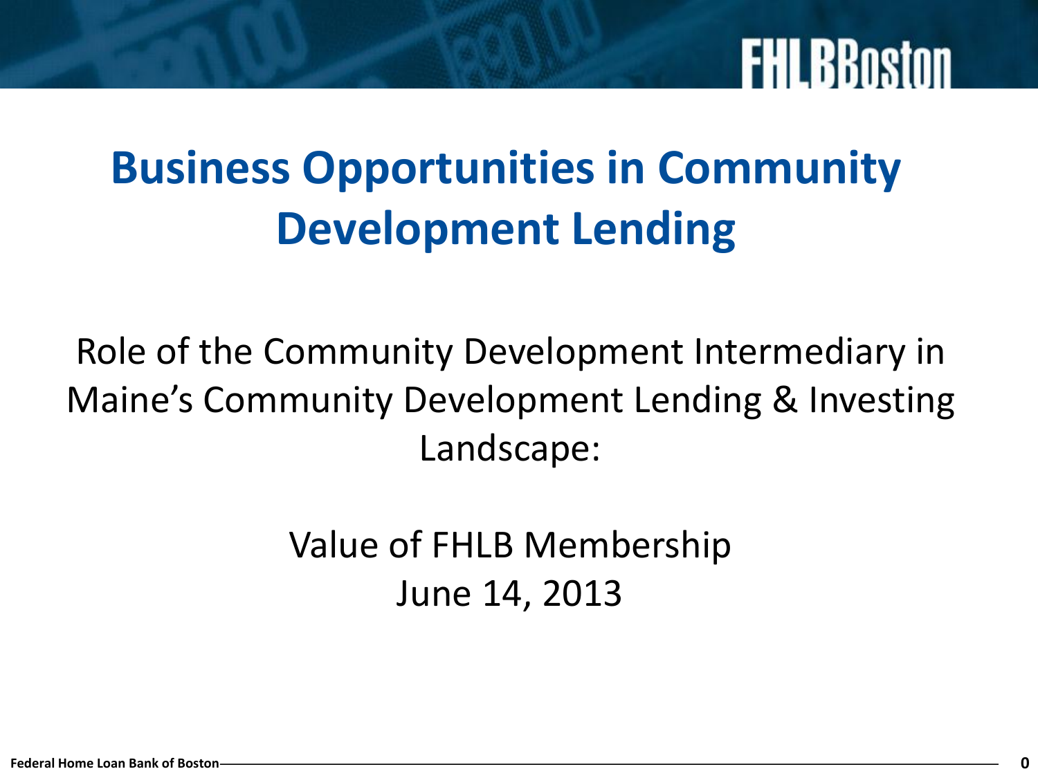# Business Opportunities in Community Development Lending

Role of the Community Development Intermediary in Maine's Community Development Lending & Investing Landscape:

Value of FHLB Membership
June 14, 2013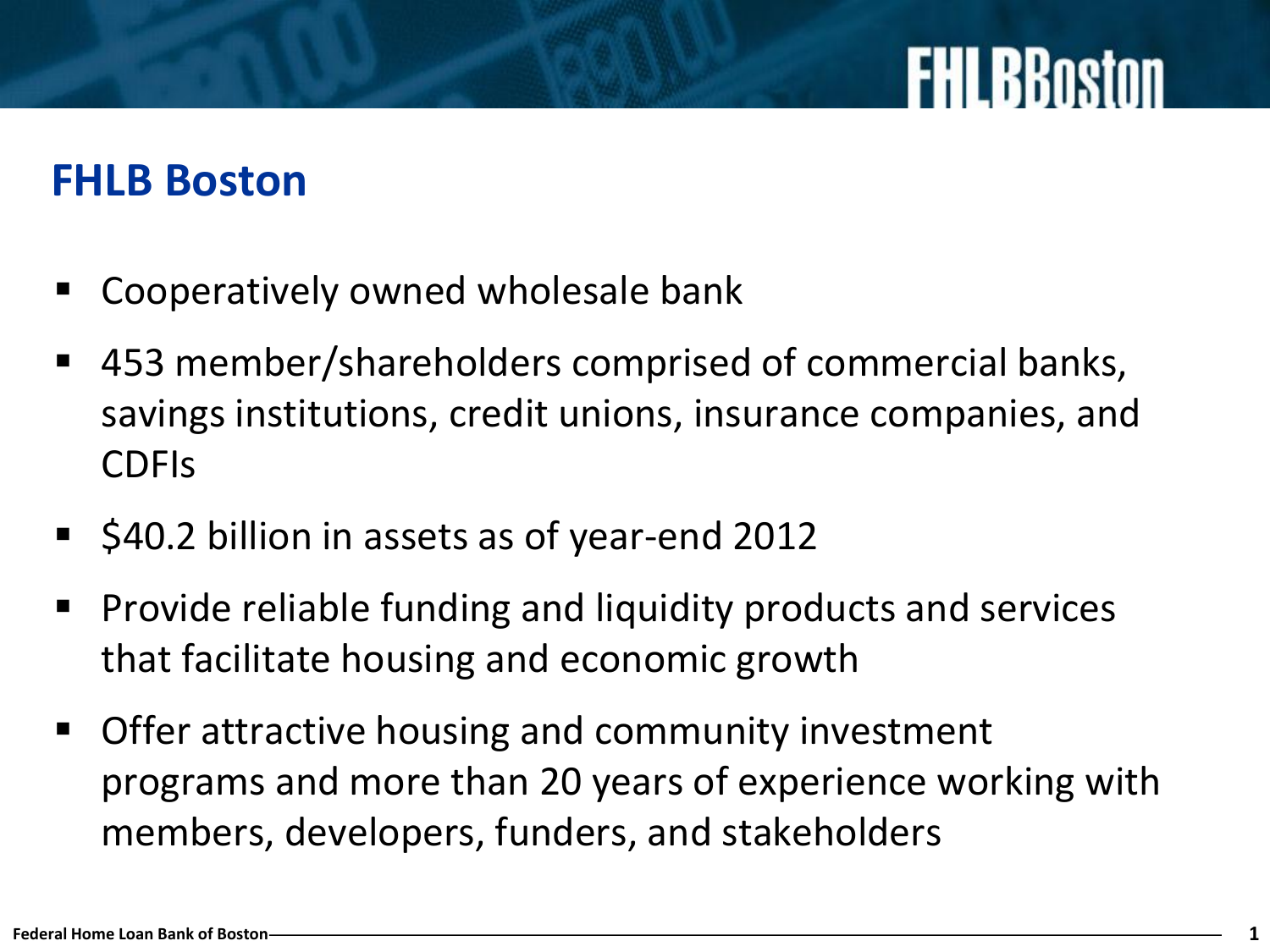## FHLB Boston

- Cooperatively owned wholesale bank
- 453 member/shareholders comprised of commercial banks, savings institutions, credit unions, insurance companies, and CDFIs
- $40.2 billion in assets as of year-end 2012
- Provide reliable funding and liquidity products and services that facilitate housing and economic growth
- Offer attractive housing and community investment programs and more than 20 years of experience working with members, developers, funders, and stakeholders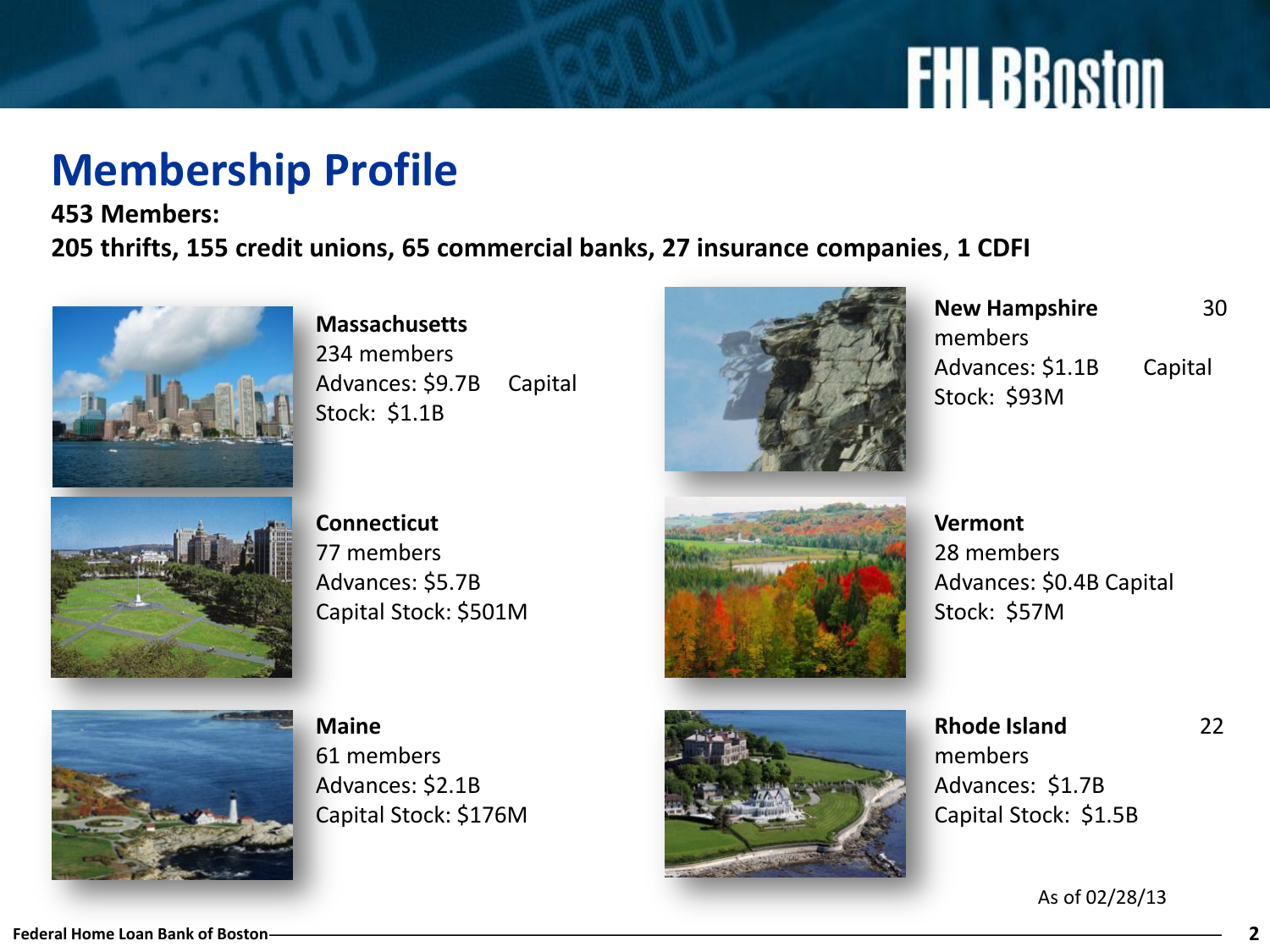# Membership Profile

**453 Members:**

**205 thrifts, 155 credit unions, 65 commercial banks, 27 insurance companies**, **1 CDFI**

**Massachusetts**
234 members
Advances: $9.7B Capital Stock: $1.1B

**Connecticut**
77 members
Advances: $5.7B
Capital Stock: $501M

**Maine**
61 members
Advances: $2.1B
Capital Stock: $176M

**New Hampshire** 30 members
Advances: $1.1B Capital Stock: $93M

**Vermont**
28 members
Advances: $0.4B Capital Stock: $57M

**Rhode Island** 22 members
Advances: $1.7B
Capital Stock: $1.5B

As of 02/28/13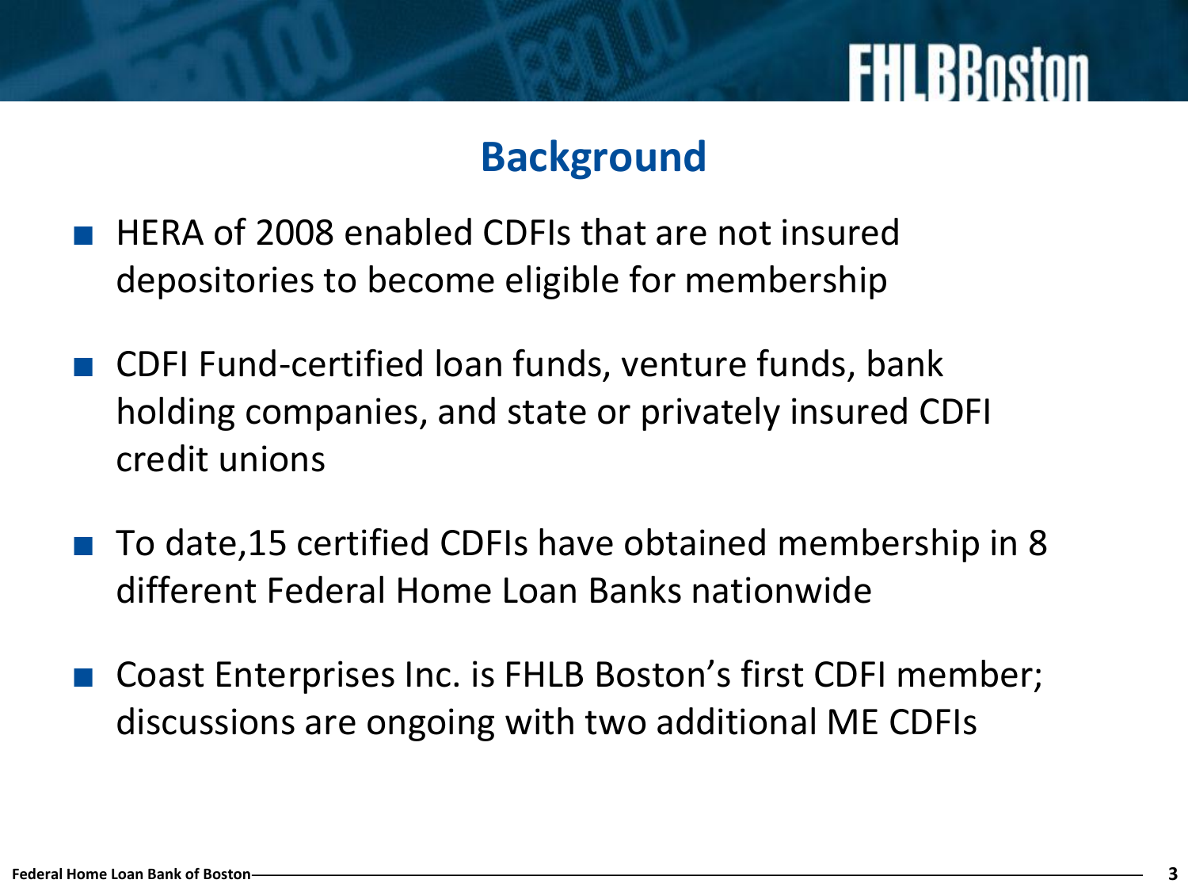## Background

- HERA of 2008 enabled CDFIs that are not insured depositories to become eligible for membership
- CDFI Fund-certified loan funds, venture funds, bank holding companies, and state or privately insured CDFI credit unions
- To date,15 certified CDFIs have obtained membership in 8 different Federal Home Loan Banks nationwide
- Coast Enterprises Inc. is FHLB Boston’s first CDFI member; discussions are ongoing with two additional ME CDFIs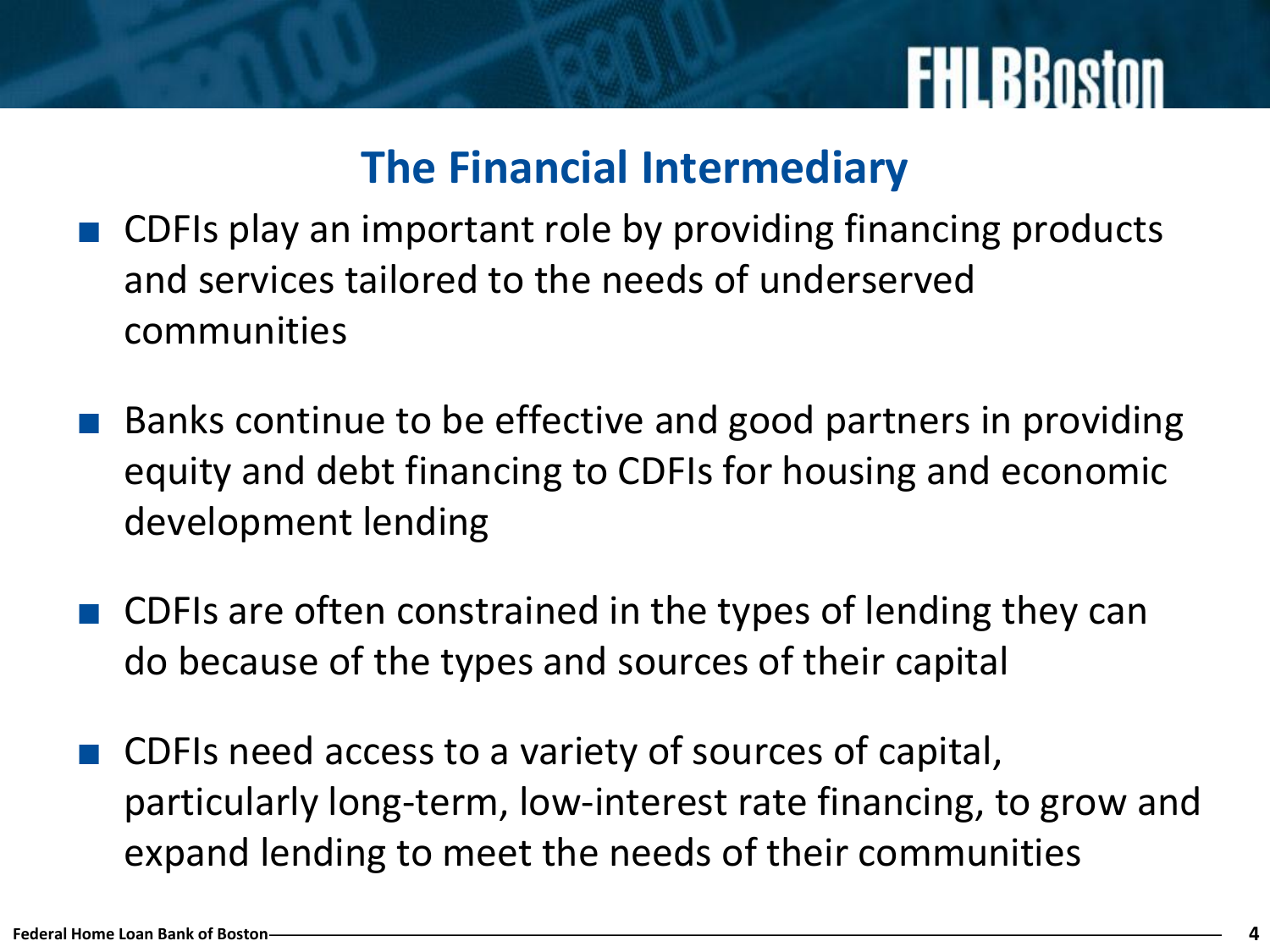## The Financial Intermediary

- CDFIs play an important role by providing financing products and services tailored to the needs of underserved communities
- Banks continue to be effective and good partners in providing equity and debt financing to CDFIs for housing and economic development lending
- CDFIs are often constrained in the types of lending they can do because of the types and sources of their capital
- CDFIs need access to a variety of sources of capital, particularly long-term, low-interest rate financing, to grow and expand lending to meet the needs of their communities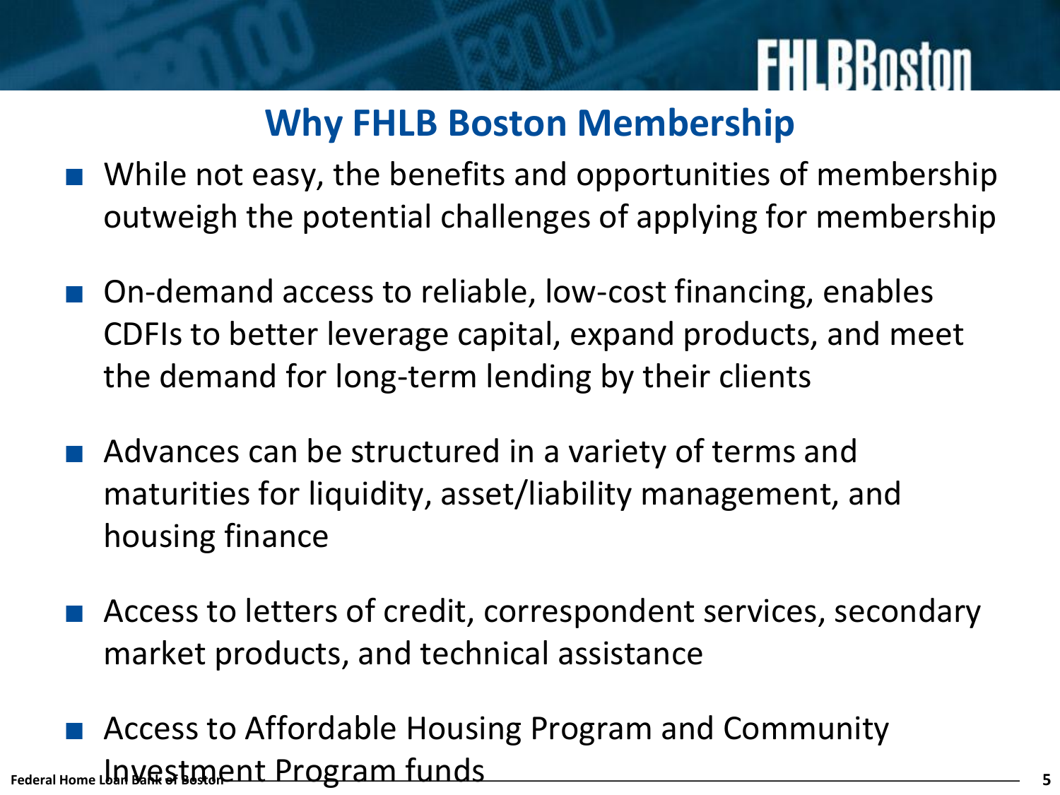# Why FHLB Boston Membership

- While not easy, the benefits and opportunities of membership outweigh the potential challenges of applying for membership
- On-demand access to reliable, low-cost financing, enables CDFIs to better leverage capital, expand products, and meet the demand for long-term lending by their clients
- Advances can be structured in a variety of terms and maturities for liquidity, asset/liability management, and housing finance
- Access to letters of credit, correspondent services, secondary market products, and technical assistance
- Access to Affordable Housing Program and Community Investment Program funds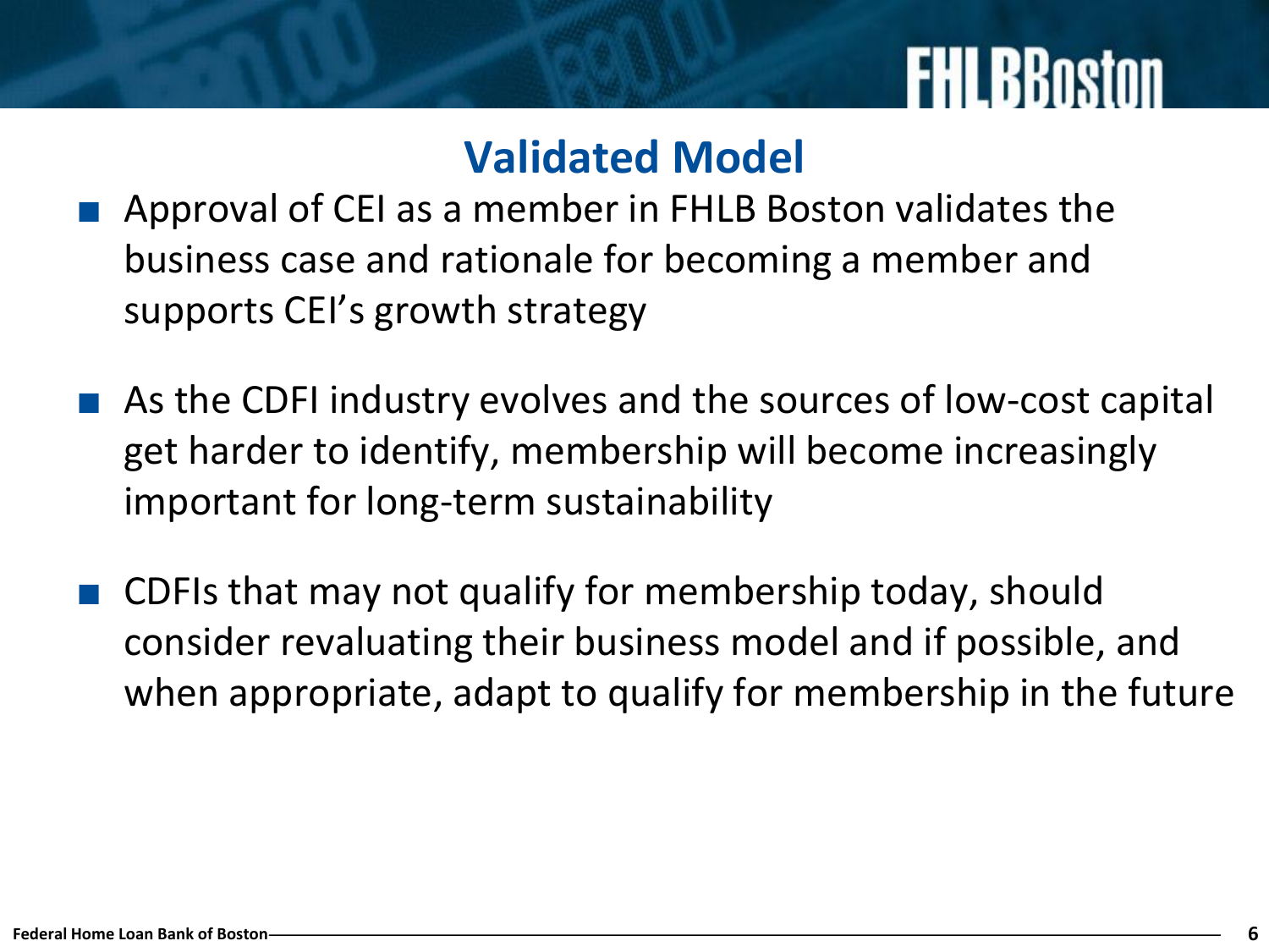## Validated Model

- Approval of CEI as a member in FHLB Boston validates the business case and rationale for becoming a member and supports CEI's growth strategy
- As the CDFI industry evolves and the sources of low-cost capital get harder to identify, membership will become increasingly important for long-term sustainability
- CDFIs that may not qualify for membership today, should consider revaluating their business model and if possible, and when appropriate, adapt to qualify for membership in the future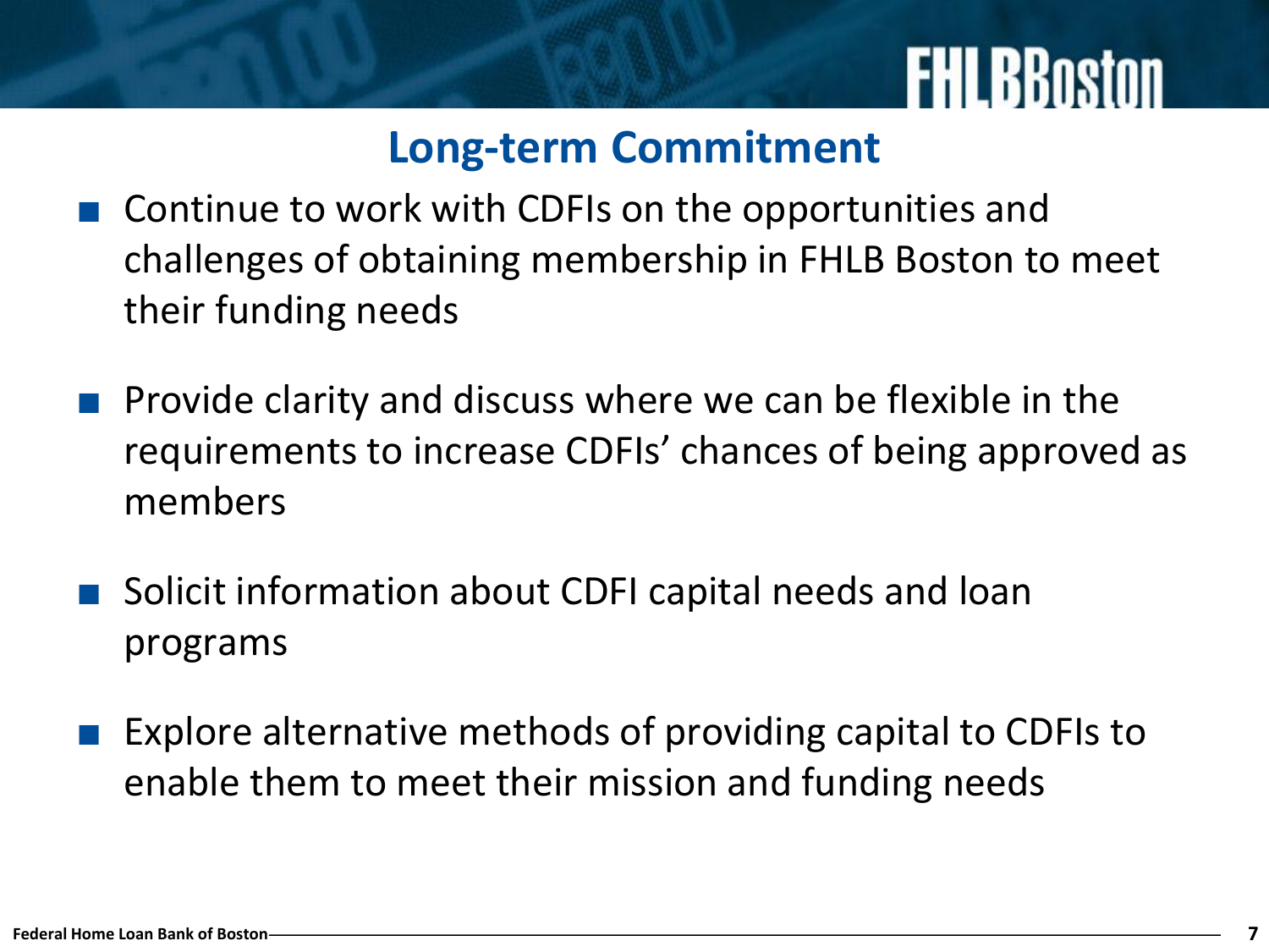## Long-term Commitment

- Continue to work with CDFIs on the opportunities and challenges of obtaining membership in FHLB Boston to meet their funding needs
- Provide clarity and discuss where we can be flexible in the requirements to increase CDFIs' chances of being approved as members
- Solicit information about CDFI capital needs and loan programs
- Explore alternative methods of providing capital to CDFIs to enable them to meet their mission and funding needs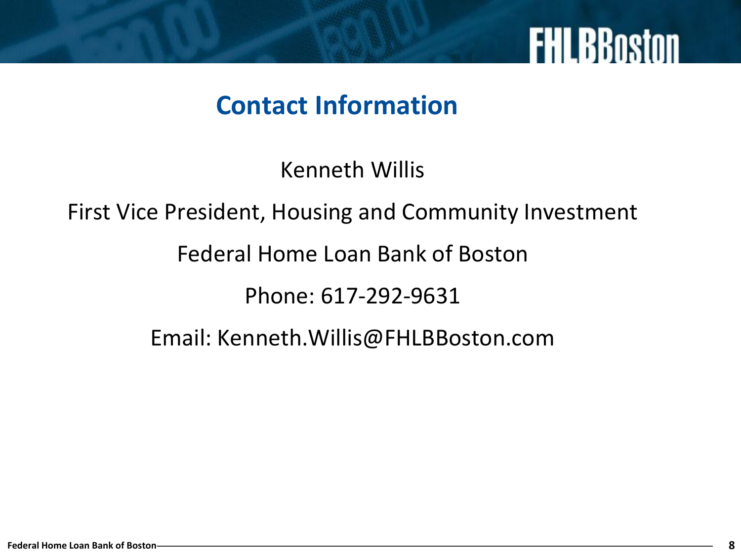## Contact Information

Kenneth Willis

First Vice President, Housing and Community Investment

Federal Home Loan Bank of Boston

Phone: 617-292-9631

Email: Kenneth.Willis@FHLBBoston.com